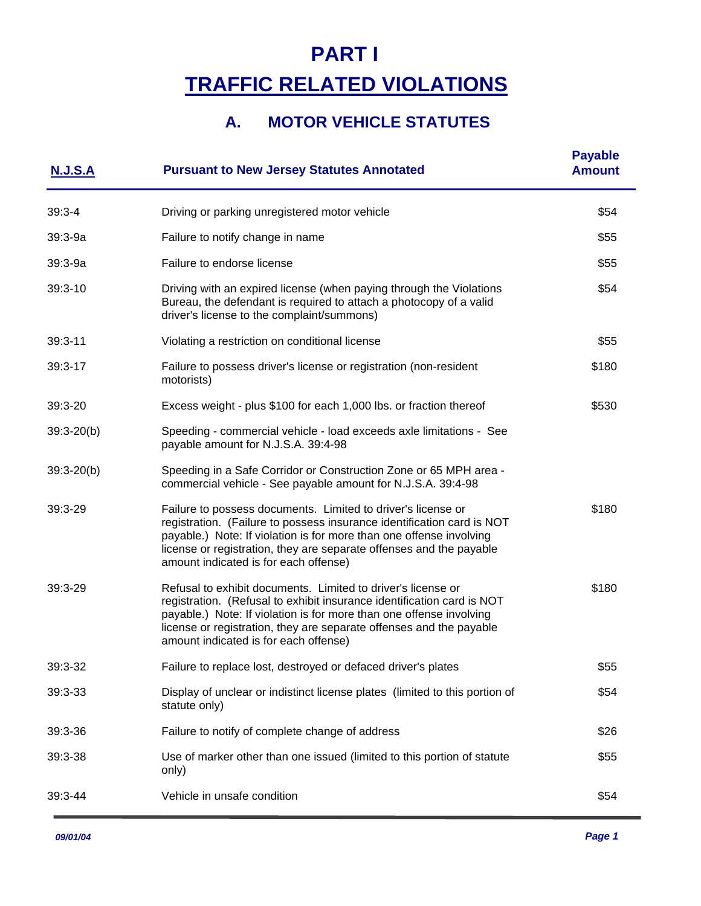# PART I

# TRAFFIC RELATED VIOLATIONS

## A. MOTOR VEHICLE STATUTES

| N.J.S.A | Pursuant to New Jersey Statutes Annotated | Payable Amount |
|---|---|---|
| 39:3-4 | Driving or parking unregistered motor vehicle | $54 |
| 39:3-9a | Failure to notify change in name | $55 |
| 39:3-9a | Failure to endorse license | $55 |
| 39:3-10 | Driving with an expired license (when paying through the Violations Bureau, the defendant is required to attach a photocopy of a valid driver's license to the complaint/summons) | $54 |
| 39:3-11 | Violating a restriction on conditional license | $55 |
| 39:3-17 | Failure to possess driver's license or registration (non-resident motorists) | $180 |
| 39:3-20 | Excess weight - plus $100 for each 1,000 lbs. or fraction thereof | $530 |
| 39:3-20(b) | Speeding - commercial vehicle - load exceeds axle limitations - See payable amount for N.J.S.A. 39:4-98 | |
| 39:3-20(b) | Speeding in a Safe Corridor or Construction Zone or 65 MPH area - commercial vehicle - See payable amount for N.J.S.A. 39:4-98 | |
| 39:3-29 | Failure to possess documents. Limited to driver's license or registration. (Failure to possess insurance identification card is NOT payable.) Note: If violation is for more than one offense involving license or registration, they are separate offenses and the payable amount indicated is for each offense) | $180 |
| 39:3-29 | Refusal to exhibit documents. Limited to driver's license or registration. (Refusal to exhibit insurance identification card is NOT payable.) Note: If violation is for more than one offense involving license or registration, they are separate offenses and the payable amount indicated is for each offense) | $180 |
| 39:3-32 | Failure to replace lost, destroyed or defaced driver's plates | $55 |
| 39:3-33 | Display of unclear or indistinct license plates (limited to this portion of statute only) | $54 |
| 39:3-36 | Failure to notify of complete change of address | $26 |
| 39:3-38 | Use of marker other than one issued (limited to this portion of statute only) | $55 |
| 39:3-44 | Vehicle in unsafe condition | $54 |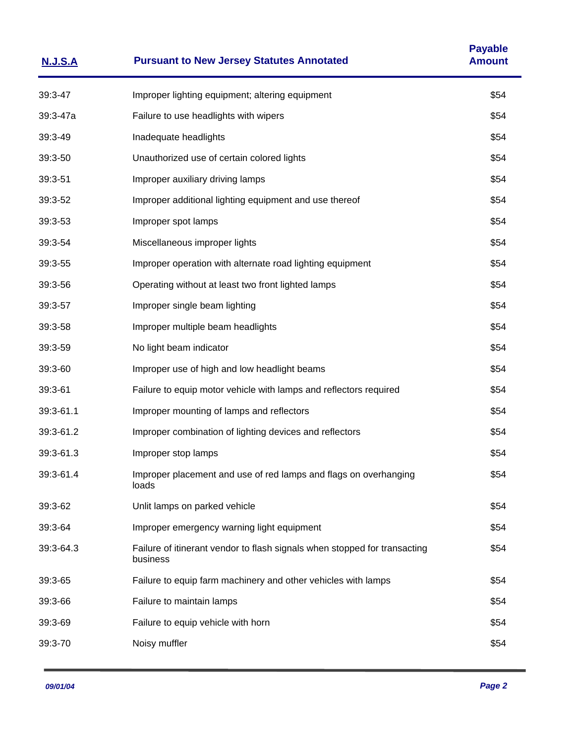| N.J.S.A | Pursuant to New Jersey Statutes Annotated | Payable Amount |
| --- | --- | --- |
| 39:3-47 | Improper lighting equipment; altering equipment | $54 |
| 39:3-47a | Failure to use headlights with wipers | $54 |
| 39:3-49 | Inadequate headlights | $54 |
| 39:3-50 | Unauthorized use of certain colored lights | $54 |
| 39:3-51 | Improper auxiliary driving lamps | $54 |
| 39:3-52 | Improper additional lighting equipment and use thereof | $54 |
| 39:3-53 | Improper spot lamps | $54 |
| 39:3-54 | Miscellaneous improper lights | $54 |
| 39:3-55 | Improper operation with alternate road lighting equipment | $54 |
| 39:3-56 | Operating without at least two front lighted lamps | $54 |
| 39:3-57 | Improper single beam lighting | $54 |
| 39:3-58 | Improper multiple beam headlights | $54 |
| 39:3-59 | No light beam indicator | $54 |
| 39:3-60 | Improper use of high and low headlight beams | $54 |
| 39:3-61 | Failure to equip motor vehicle with lamps and reflectors required | $54 |
| 39:3-61.1 | Improper mounting of lamps and reflectors | $54 |
| 39:3-61.2 | Improper combination of lighting devices and reflectors | $54 |
| 39:3-61.3 | Improper stop lamps | $54 |
| 39:3-61.4 | Improper placement and use of red lamps and flags on overhanging loads | $54 |
| 39:3-62 | Unlit lamps on parked vehicle | $54 |
| 39:3-64 | Improper emergency warning light equipment | $54 |
| 39:3-64.3 | Failure of itinerant vendor to flash signals when stopped for transacting business | $54 |
| 39:3-65 | Failure to equip farm machinery and other vehicles with lamps | $54 |
| 39:3-66 | Failure to maintain lamps | $54 |
| 39:3-69 | Failure to equip vehicle with horn | $54 |
| 39:3-70 | Noisy muffler | $54 |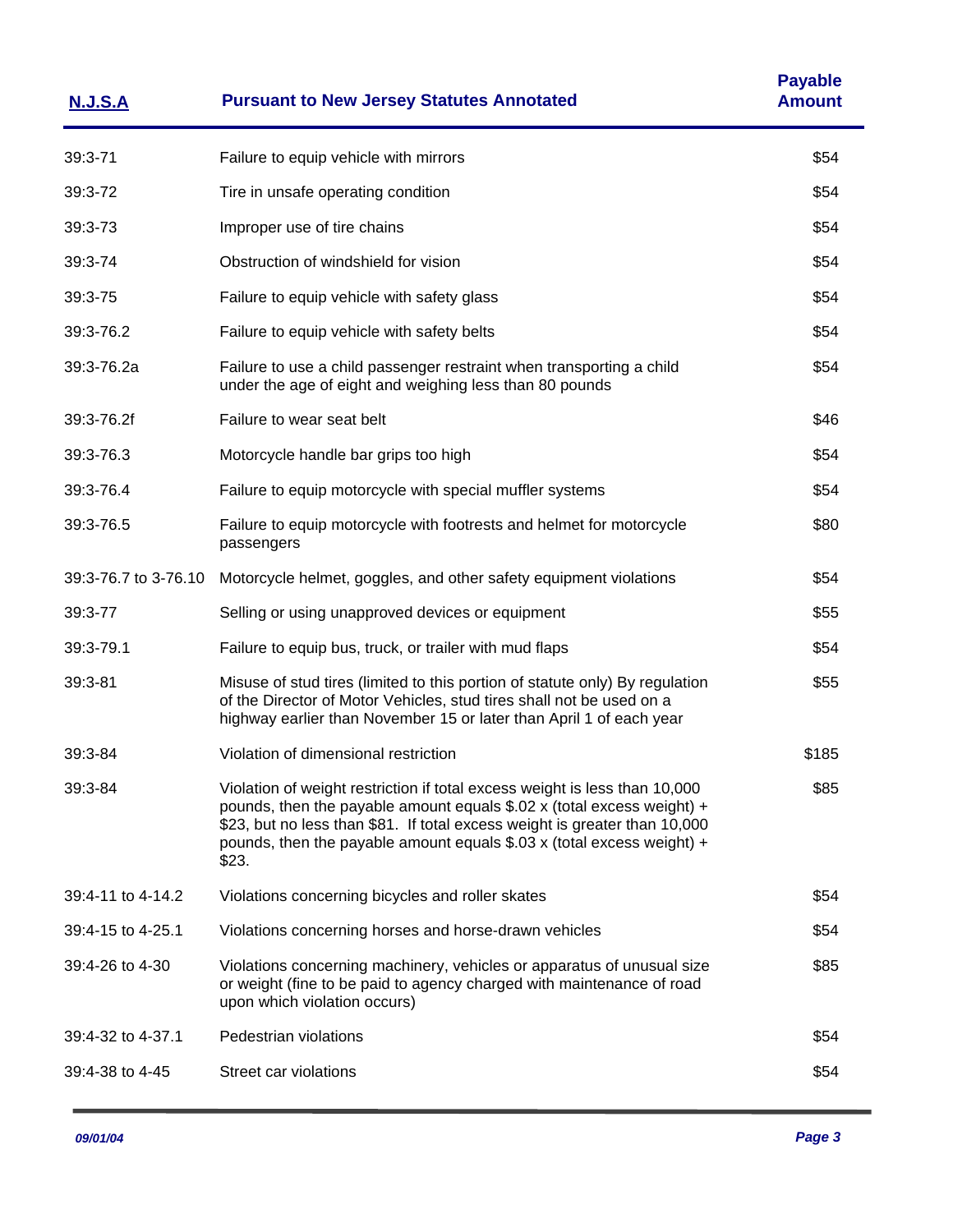| N.J.S.A | Pursuant to New Jersey Statutes Annotated | Payable Amount |
|---|---|---|
| 39:3-71 | Failure to equip vehicle with mirrors | $54 |
| 39:3-72 | Tire in unsafe operating condition | $54 |
| 39:3-73 | Improper use of tire chains | $54 |
| 39:3-74 | Obstruction of windshield for vision | $54 |
| 39:3-75 | Failure to equip vehicle with safety glass | $54 |
| 39:3-76.2 | Failure to equip vehicle with safety belts | $54 |
| 39:3-76.2a | Failure to use a child passenger restraint when transporting a child under the age of eight and weighing less than 80 pounds | $54 |
| 39:3-76.2f | Failure to wear seat belt | $46 |
| 39:3-76.3 | Motorcycle handle bar grips too high | $54 |
| 39:3-76.4 | Failure to equip motorcycle with special muffler systems | $54 |
| 39:3-76.5 | Failure to equip motorcycle with footrests and helmet for motorcycle passengers | $80 |
| 39:3-76.7 to 3-76.10 | Motorcycle helmet, goggles, and other safety equipment violations | $54 |
| 39:3-77 | Selling or using unapproved devices or equipment | $55 |
| 39:3-79.1 | Failure to equip bus, truck, or trailer with mud flaps | $54 |
| 39:3-81 | Misuse of stud tires (limited to this portion of statute only) By regulation of the Director of Motor Vehicles, stud tires shall not be used on a highway earlier than November 15 or later than April 1 of each year | $55 |
| 39:3-84 | Violation of dimensional restriction | $185 |
| 39:3-84 | Violation of weight restriction if total excess weight is less than 10,000 pounds, then the payable amount equals $.02 x (total excess weight) + $23, but no less than $81. If total excess weight is greater than 10,000 pounds, then the payable amount equals $.03 x (total excess weight) + $23. | $85 |
| 39:4-11 to 4-14.2 | Violations concerning bicycles and roller skates | $54 |
| 39:4-15 to 4-25.1 | Violations concerning horses and horse-drawn vehicles | $54 |
| 39:4-26 to 4-30 | Violations concerning machinery, vehicles or apparatus of unusual size or weight (fine to be paid to agency charged with maintenance of road upon which violation occurs) | $85 |
| 39:4-32 to 4-37.1 | Pedestrian violations | $54 |
| 39:4-38 to 4-45 | Street car violations | $54 |

*09/01/04*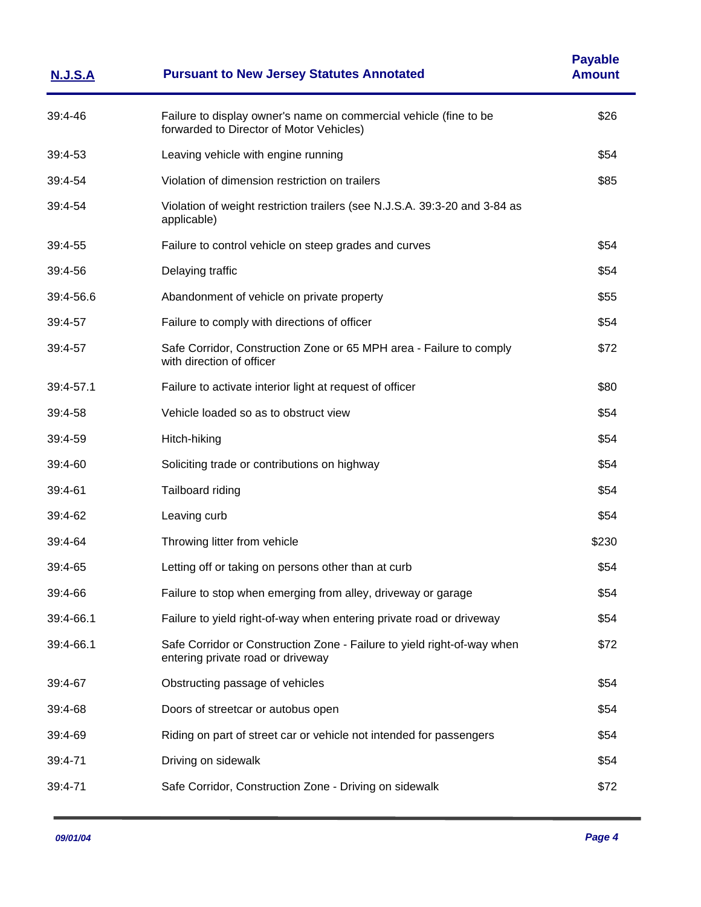| N.J.S.A | Pursuant to New Jersey Statutes Annotated | Payable Amount |
| --- | --- | --- |
| 39:4-46 | Failure to display owner's name on commercial vehicle (fine to be forwarded to Director of Motor Vehicles) | $26 |
| 39:4-53 | Leaving vehicle with engine running | $54 |
| 39:4-54 | Violation of dimension restriction on trailers | $85 |
| 39:4-54 | Violation of weight restriction trailers (see N.J.S.A. 39:3-20 and 3-84 as applicable) | |
| 39:4-55 | Failure to control vehicle on steep grades and curves | $54 |
| 39:4-56 | Delaying traffic | $54 |
| 39:4-56.6 | Abandonment of vehicle on private property | $55 |
| 39:4-57 | Failure to comply with directions of officer | $54 |
| 39:4-57 | Safe Corridor, Construction Zone or 65 MPH area - Failure to comply with direction of officer | $72 |
| 39:4-57.1 | Failure to activate interior light at request of officer | $80 |
| 39:4-58 | Vehicle loaded so as to obstruct view | $54 |
| 39:4-59 | Hitch-hiking | $54 |
| 39:4-60 | Soliciting trade or contributions on highway | $54 |
| 39:4-61 | Tailboard riding | $54 |
| 39:4-62 | Leaving curb | $54 |
| 39:4-64 | Throwing litter from vehicle | $230 |
| 39:4-65 | Letting off or taking on persons other than at curb | $54 |
| 39:4-66 | Failure to stop when emerging from alley, driveway or garage | $54 |
| 39:4-66.1 | Failure to yield right-of-way when entering private road or driveway | $54 |
| 39:4-66.1 | Safe Corridor or Construction Zone - Failure to yield right-of-way when entering private road or driveway | $72 |
| 39:4-67 | Obstructing passage of vehicles | $54 |
| 39:4-68 | Doors of streetcar or autobus open | $54 |
| 39:4-69 | Riding on part of street car or vehicle not intended for passengers | $54 |
| 39:4-71 | Driving on sidewalk | $54 |
| 39:4-71 | Safe Corridor, Construction Zone - Driving on sidewalk | $72 |

*09/01/04*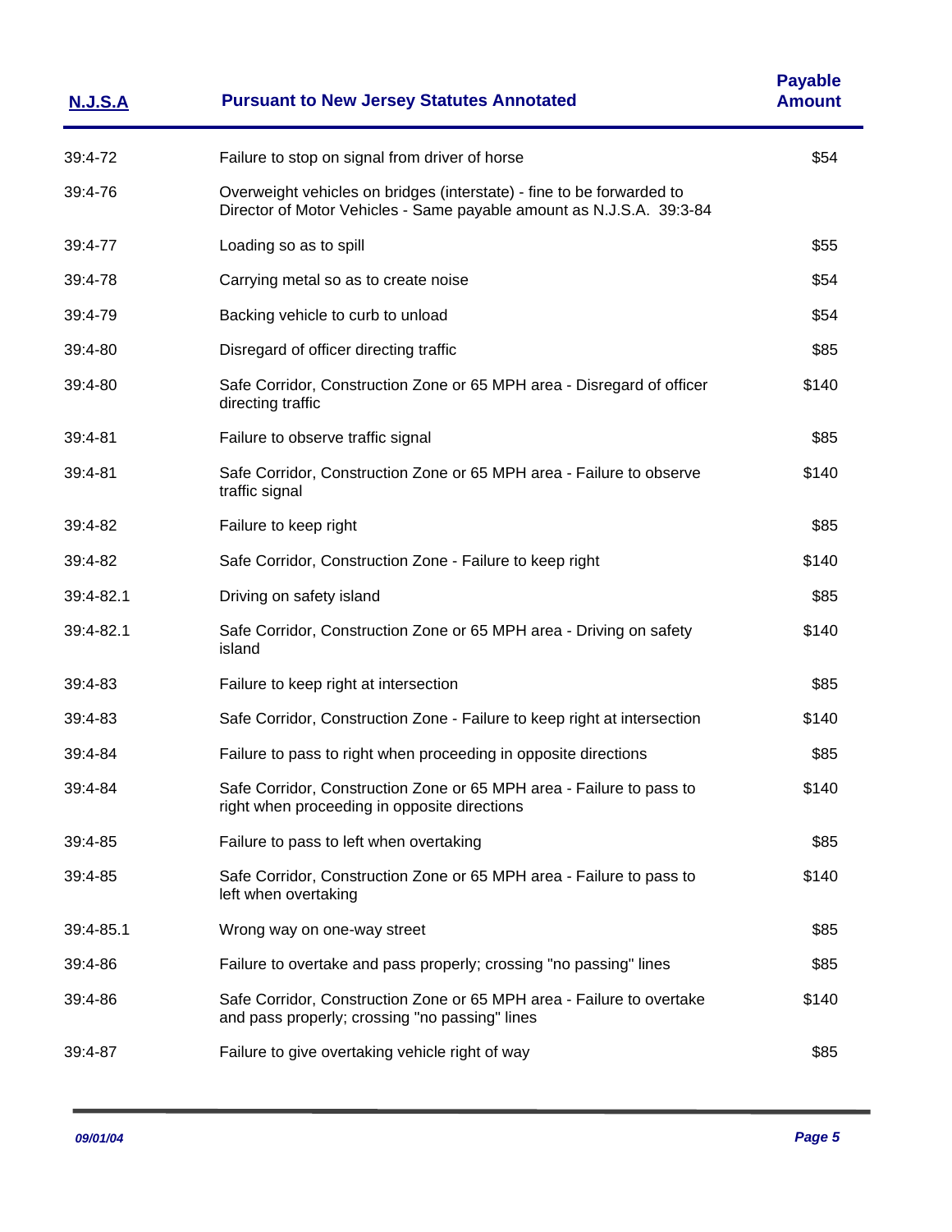| N.J.S.A | Pursuant to New Jersey Statutes Annotated | Payable Amount |
|---|---|---|
| 39:4-72 | Failure to stop on signal from driver of horse | $54 |
| 39:4-76 | Overweight vehicles on bridges (interstate) - fine to be forwarded to Director of Motor Vehicles - Same payable amount as N.J.S.A. 39:3-84 | |
| 39:4-77 | Loading so as to spill | $55 |
| 39:4-78 | Carrying metal so as to create noise | $54 |
| 39:4-79 | Backing vehicle to curb to unload | $54 |
| 39:4-80 | Disregard of officer directing traffic | $85 |
| 39:4-80 | Safe Corridor, Construction Zone or 65 MPH area - Disregard of officer directing traffic | $140 |
| 39:4-81 | Failure to observe traffic signal | $85 |
| 39:4-81 | Safe Corridor, Construction Zone or 65 MPH area - Failure to observe traffic signal | $140 |
| 39:4-82 | Failure to keep right | $85 |
| 39:4-82 | Safe Corridor, Construction Zone - Failure to keep right | $140 |
| 39:4-82.1 | Driving on safety island | $85 |
| 39:4-82.1 | Safe Corridor, Construction Zone or 65 MPH area - Driving on safety island | $140 |
| 39:4-83 | Failure to keep right at intersection | $85 |
| 39:4-83 | Safe Corridor, Construction Zone - Failure to keep right at intersection | $140 |
| 39:4-84 | Failure to pass to right when proceeding in opposite directions | $85 |
| 39:4-84 | Safe Corridor, Construction Zone or 65 MPH area - Failure to pass to right when proceeding in opposite directions | $140 |
| 39:4-85 | Failure to pass to left when overtaking | $85 |
| 39:4-85 | Safe Corridor, Construction Zone or 65 MPH area - Failure to pass to left when overtaking | $140 |
| 39:4-85.1 | Wrong way on one-way street | $85 |
| 39:4-86 | Failure to overtake and pass properly; crossing "no passing" lines | $85 |
| 39:4-86 | Safe Corridor, Construction Zone or 65 MPH area - Failure to overtake and pass properly; crossing "no passing" lines | $140 |
| 39:4-87 | Failure to give overtaking vehicle right of way | $85 |

*09/01/04*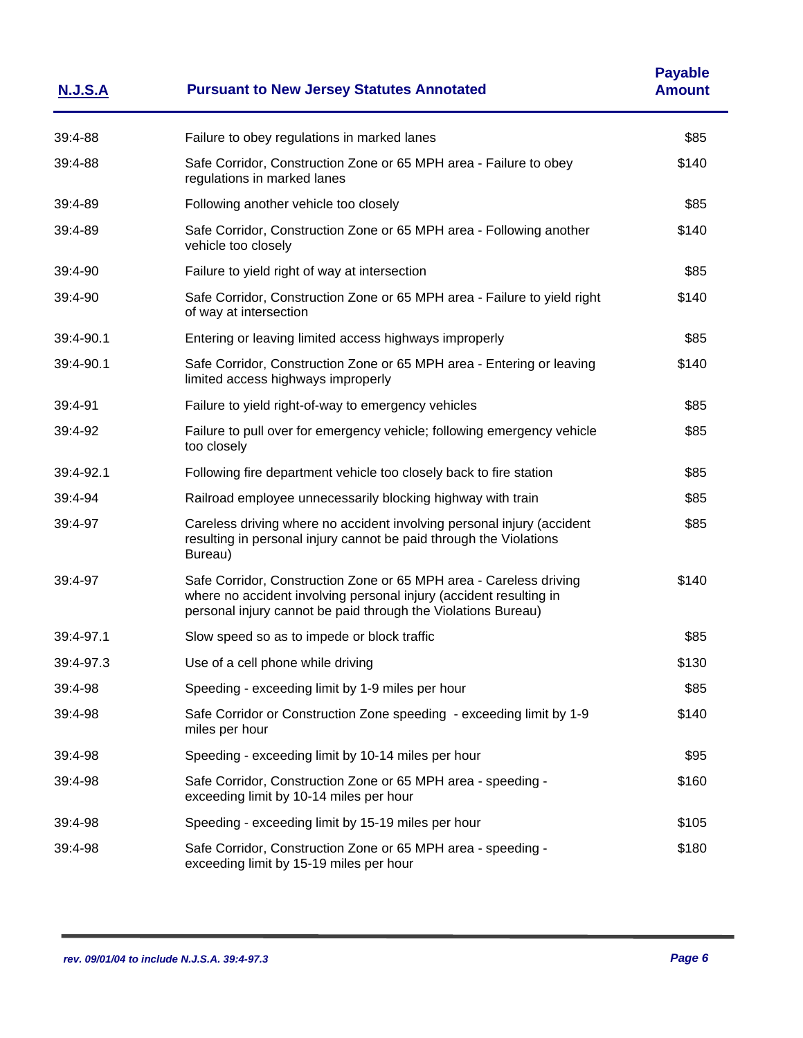| N.J.S.A | Pursuant to New Jersey Statutes Annotated | Payable Amount |
|---|---|---|
| 39:4-88 | Failure to obey regulations in marked lanes | $85 |
| 39:4-88 | Safe Corridor, Construction Zone or 65 MPH area - Failure to obey regulations in marked lanes | $140 |
| 39:4-89 | Following another vehicle too closely | $85 |
| 39:4-89 | Safe Corridor, Construction Zone or 65 MPH area - Following another vehicle too closely | $140 |
| 39:4-90 | Failure to yield right of way at intersection | $85 |
| 39:4-90 | Safe Corridor, Construction Zone or 65 MPH area - Failure to yield right of way at intersection | $140 |
| 39:4-90.1 | Entering or leaving limited access highways improperly | $85 |
| 39:4-90.1 | Safe Corridor, Construction Zone or 65 MPH area - Entering or leaving limited access highways improperly | $140 |
| 39:4-91 | Failure to yield right-of-way to emergency vehicles | $85 |
| 39:4-92 | Failure to pull over for emergency vehicle; following emergency vehicle too closely | $85 |
| 39:4-92.1 | Following fire department vehicle too closely back to fire station | $85 |
| 39:4-94 | Railroad employee unnecessarily blocking highway with train | $85 |
| 39:4-97 | Careless driving where no accident involving personal injury (accident resulting in personal injury cannot be paid through the Violations Bureau) | $85 |
| 39:4-97 | Safe Corridor, Construction Zone or 65 MPH area - Careless driving where no accident involving personal injury (accident resulting in personal injury cannot be paid through the Violations Bureau) | $140 |
| 39:4-97.1 | Slow speed so as to impede or block traffic | $85 |
| 39:4-97.3 | Use of a cell phone while driving | $130 |
| 39:4-98 | Speeding - exceeding limit by 1-9 miles per hour | $85 |
| 39:4-98 | Safe Corridor or Construction Zone speeding - exceeding limit by 1-9 miles per hour | $140 |
| 39:4-98 | Speeding - exceeding limit by 10-14 miles per hour | $95 |
| 39:4-98 | Safe Corridor, Construction Zone or 65 MPH area - speeding - exceeding limit by 10-14 miles per hour | $160 |
| 39:4-98 | Speeding - exceeding limit by 15-19 miles per hour | $105 |
| 39:4-98 | Safe Corridor, Construction Zone or 65 MPH area - speeding - exceeding limit by 15-19 miles per hour | $180 |

*rev. 09/01/04 to include N.J.S.A. 39:4-97.3*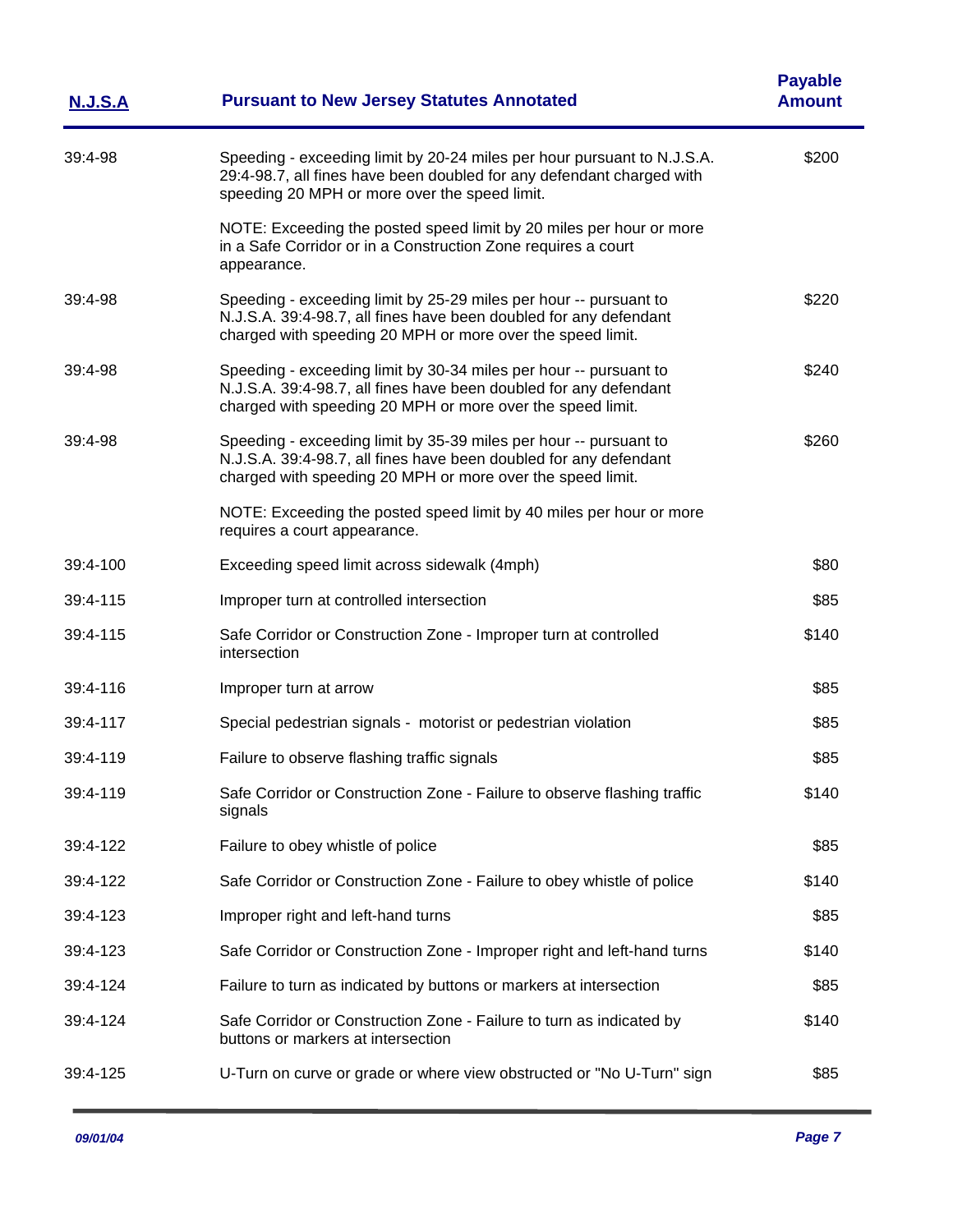| N.J.S.A | Pursuant to New Jersey Statutes Annotated | Payable Amount |
|---|---|---|
| 39:4-98 | Speeding - exceeding limit by 20-24 miles per hour pursuant to N.J.S.A. 29:4-98.7, all fines have been doubled for any defendant charged with speeding 20 MPH or more over the speed limit. | $200 |
| | NOTE: Exceeding the posted speed limit by 20 miles per hour or more in a Safe Corridor or in a Construction Zone requires a court appearance. | |
| 39:4-98 | Speeding - exceeding limit by 25-29 miles per hour -- pursuant to N.J.S.A. 39:4-98.7, all fines have been doubled for any defendant charged with speeding 20 MPH or more over the speed limit. | $220 |
| 39:4-98 | Speeding - exceeding limit by 30-34 miles per hour -- pursuant to N.J.S.A. 39:4-98.7, all fines have been doubled for any defendant charged with speeding 20 MPH or more over the speed limit. | $240 |
| 39:4-98 | Speeding - exceeding limit by 35-39 miles per hour -- pursuant to N.J.S.A. 39:4-98.7, all fines have been doubled for any defendant charged with speeding 20 MPH or more over the speed limit. | $260 |
| | NOTE: Exceeding the posted speed limit by 40 miles per hour or more requires a court appearance. | |
| 39:4-100 | Exceeding speed limit across sidewalk (4mph) | $80 |
| 39:4-115 | Improper turn at controlled intersection | $85 |
| 39:4-115 | Safe Corridor or Construction Zone - Improper turn at controlled intersection | $140 |
| 39:4-116 | Improper turn at arrow | $85 |
| 39:4-117 | Special pedestrian signals - motorist or pedestrian violation | $85 |
| 39:4-119 | Failure to observe flashing traffic signals | $85 |
| 39:4-119 | Safe Corridor or Construction Zone - Failure to observe flashing traffic signals | $140 |
| 39:4-122 | Failure to obey whistle of police | $85 |
| 39:4-122 | Safe Corridor or Construction Zone - Failure to obey whistle of police | $140 |
| 39:4-123 | Improper right and left-hand turns | $85 |
| 39:4-123 | Safe Corridor or Construction Zone - Improper right and left-hand turns | $140 |
| 39:4-124 | Failure to turn as indicated by buttons or markers at intersection | $85 |
| 39:4-124 | Safe Corridor or Construction Zone - Failure to turn as indicated by buttons or markers at intersection | $140 |
| 39:4-125 | U-Turn on curve or grade or where view obstructed or "No U-Turn" sign | $85 |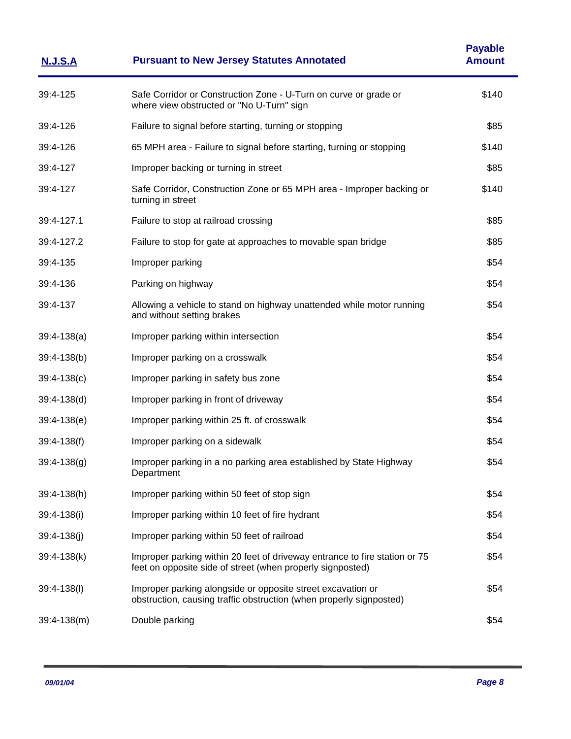| N.J.S.A | Pursuant to New Jersey Statutes Annotated | Payable Amount |
|---|---|---|
| 39:4-125 | Safe Corridor or Construction Zone - U-Turn on curve or grade or where view obstructed or "No U-Turn" sign | $140 |
| 39:4-126 | Failure to signal before starting, turning or stopping | $85 |
| 39:4-126 | 65 MPH area - Failure to signal before starting, turning or stopping | $140 |
| 39:4-127 | Improper backing or turning in street | $85 |
| 39:4-127 | Safe Corridor, Construction Zone or 65 MPH area - Improper backing or turning in street | $140 |
| 39:4-127.1 | Failure to stop at railroad crossing | $85 |
| 39:4-127.2 | Failure to stop for gate at approaches to movable span bridge | $85 |
| 39:4-135 | Improper parking | $54 |
| 39:4-136 | Parking on highway | $54 |
| 39:4-137 | Allowing a vehicle to stand on highway unattended while motor running and without setting brakes | $54 |
| 39:4-138(a) | Improper parking within intersection | $54 |
| 39:4-138(b) | Improper parking on a crosswalk | $54 |
| 39:4-138(c) | Improper parking in safety bus zone | $54 |
| 39:4-138(d) | Improper parking in front of driveway | $54 |
| 39:4-138(e) | Improper parking within 25 ft. of crosswalk | $54 |
| 39:4-138(f) | Improper parking on a sidewalk | $54 |
| 39:4-138(g) | Improper parking in a no parking area established by State Highway Department | $54 |
| 39:4-138(h) | Improper parking within 50 feet of stop sign | $54 |
| 39:4-138(i) | Improper parking within 10 feet of fire hydrant | $54 |
| 39:4-138(j) | Improper parking within 50 feet of railroad | $54 |
| 39:4-138(k) | Improper parking within 20 feet of driveway entrance to fire station or 75 feet on opposite side of street (when properly signposted) | $54 |
| 39:4-138(l) | Improper parking alongside or opposite street excavation or obstruction, causing traffic obstruction (when properly signposted) | $54 |
| 39:4-138(m) | Double parking | $54 |

*09/01/04*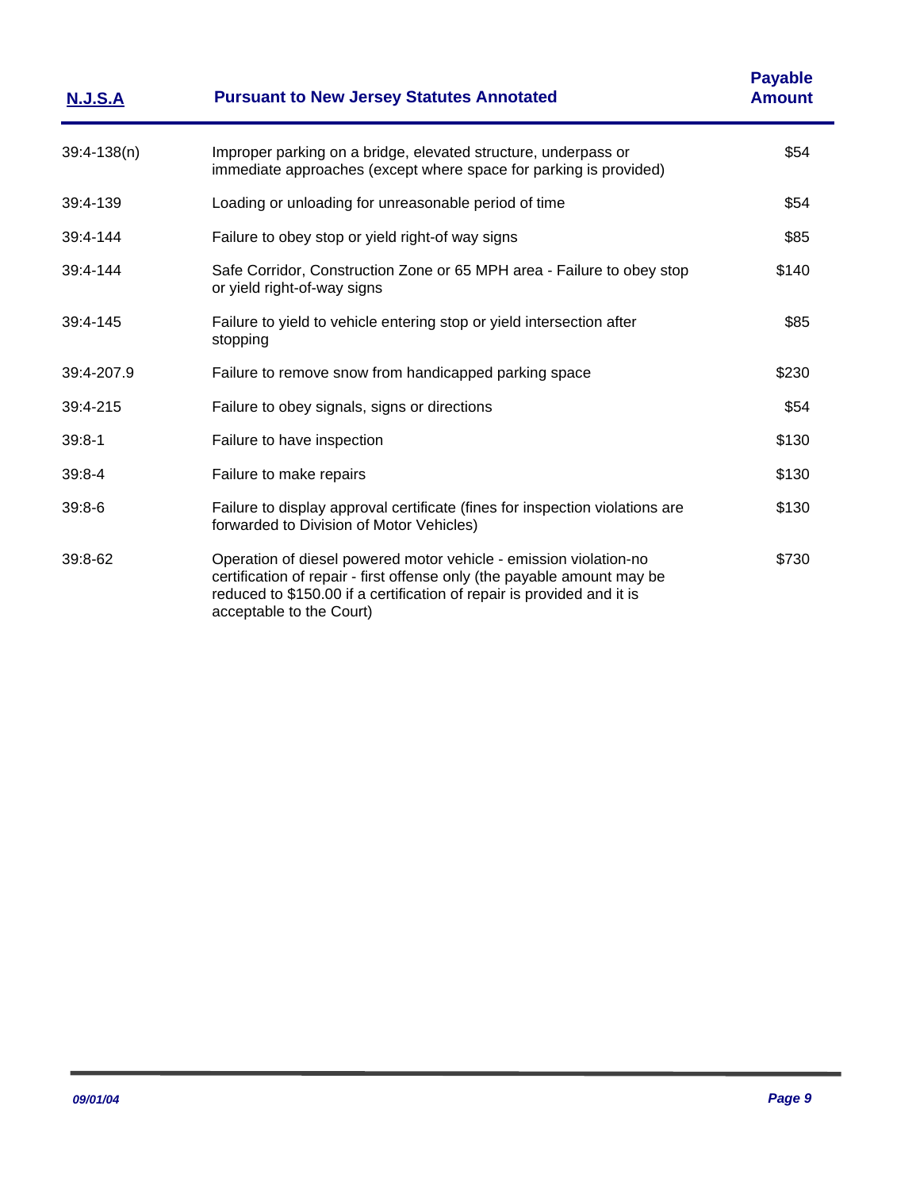| N.J.S.A | Pursuant to New Jersey Statutes Annotated | Payable Amount |
|---|---|---|
| 39:4-138(n) | Improper parking on a bridge, elevated structure, underpass or immediate approaches (except where space for parking is provided) | $54 |
| 39:4-139 | Loading or unloading for unreasonable period of time | $54 |
| 39:4-144 | Failure to obey stop or yield right-of way signs | $85 |
| 39:4-144 | Safe Corridor, Construction Zone or 65 MPH area - Failure to obey stop or yield right-of-way signs | $140 |
| 39:4-145 | Failure to yield to vehicle entering stop or yield intersection after stopping | $85 |
| 39:4-207.9 | Failure to remove snow from handicapped parking space | $230 |
| 39:4-215 | Failure to obey signals, signs or directions | $54 |
| 39:8-1 | Failure to have inspection | $130 |
| 39:8-4 | Failure to make repairs | $130 |
| 39:8-6 | Failure to display approval certificate (fines for inspection violations are forwarded to Division of Motor Vehicles) | $130 |
| 39:8-62 | Operation of diesel powered motor vehicle - emission violation-no certification of repair - first offense only (the payable amount may be reduced to $150.00 if a certification of repair is provided and it is acceptable to the Court) | $730 |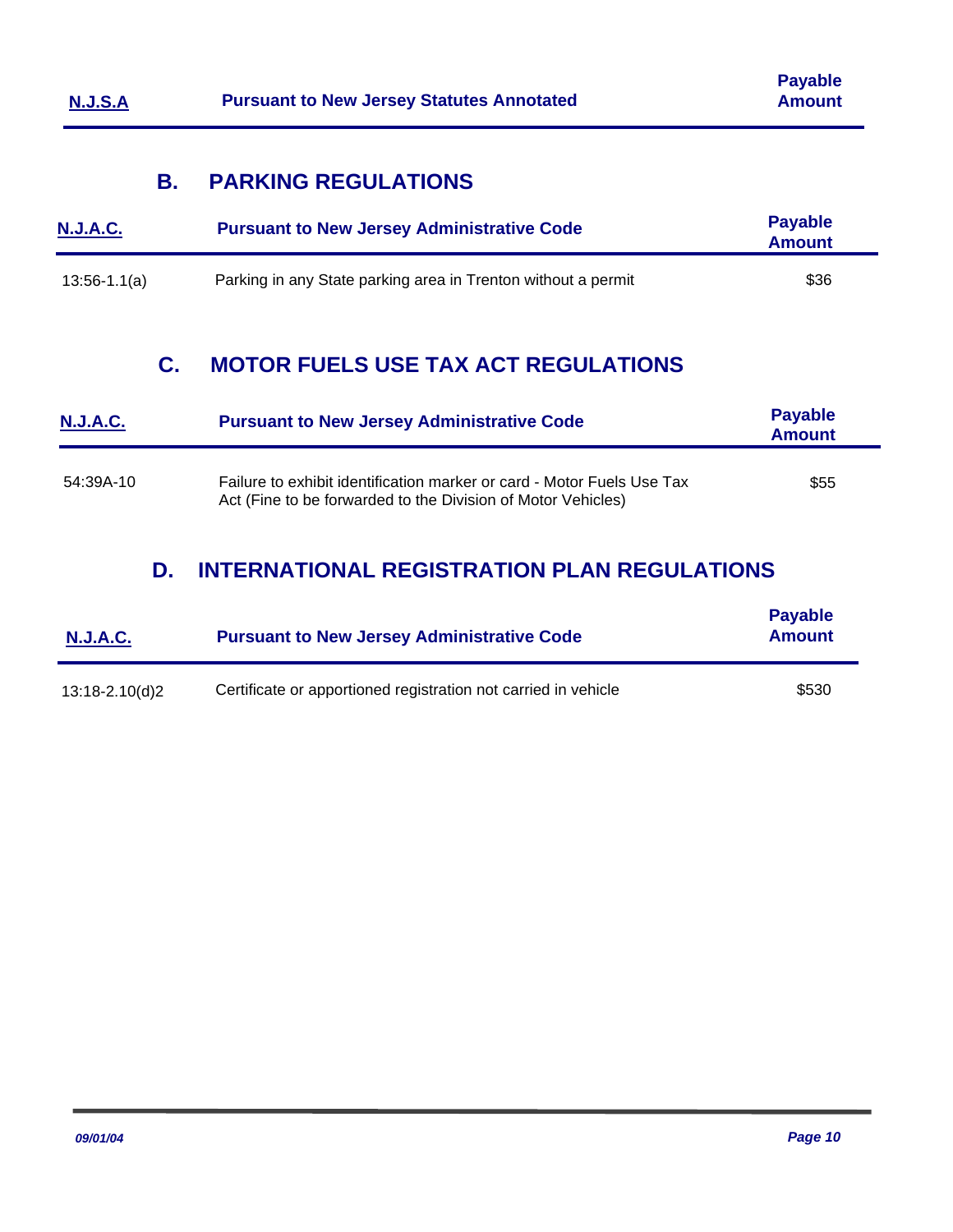| N.J.S.A | Pursuant to New Jersey Statutes Annotated | Payable Amount |
|---|---|---|

## B. PARKING REGULATIONS

| N.J.A.C. | Pursuant to New Jersey Administrative Code | Payable Amount |
|---|---|---|
| 13:56-1.1(a) | Parking in any State parking area in Trenton without a permit | $36 |

## C. MOTOR FUELS USE TAX ACT REGULATIONS

| N.J.A.C. | Pursuant to New Jersey Administrative Code | Payable Amount |
|---|---|---|
| 54:39A-10 | Failure to exhibit identification marker or card - Motor Fuels Use Tax Act (Fine to be forwarded to the Division of Motor Vehicles) | $55 |

## D. INTERNATIONAL REGISTRATION PLAN REGULATIONS

| N.J.A.C. | Pursuant to New Jersey Administrative Code | Payable Amount |
|---|---|---|
| 13:18-2.10(d)2 | Certificate or apportioned registration not carried in vehicle | $530 |

*09/01/04*